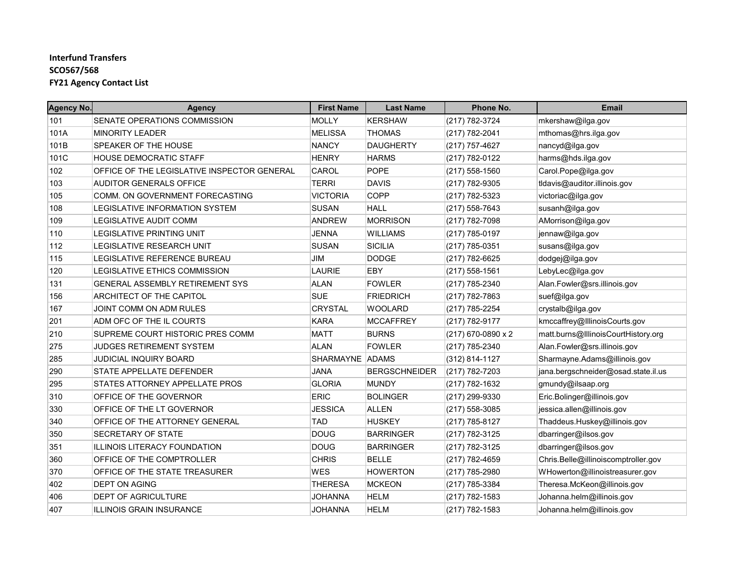**Interfund Transfers**
**SCO567/568**
**FY21 Agency Contact List**

| Agency No. | Agency | First Name | Last Name | Phone No. | Email |
|---|---|---|---|---|---|
| 101 | SENATE OPERATIONS COMMISSION | MOLLY | KERSHAW | (217) 782-3724 | mkershaw@ilga.gov |
| 101A | MINORITY LEADER | MELISSA | THOMAS | (217) 782-2041 | mthomas@hrs.ilga.gov |
| 101B | SPEAKER OF THE HOUSE | NANCY | DAUGHERTY | (217) 757-4627 | nancyd@ilga.gov |
| 101C | HOUSE DEMOCRATIC STAFF | HENRY | HARMS | (217) 782-0122 | harms@hds.ilga.gov |
| 102 | OFFICE OF THE LEGISLATIVE INSPECTOR GENERAL | CAROL | POPE | (217) 558-1560 | Carol.Pope@ilga.gov |
| 103 | AUDITOR GENERALS OFFICE | TERRI | DAVIS | (217) 782-9305 | tldavis@auditor.illinois.gov |
| 105 | COMM. ON GOVERNMENT FORECASTING | VICTORIA | COPP | (217) 782-5323 | victoriac@ilga.gov |
| 108 | LEGISLATIVE INFORMATION SYSTEM | SUSAN | HALL | (217) 558-7643 | susanh@ilga.gov |
| 109 | LEGISLATIVE AUDIT COMM | ANDREW | MORRISON | (217) 782-7098 | AMorrison@ilga.gov |
| 110 | LEGISLATIVE PRINTING UNIT | JENNA | WILLIAMS | (217) 785-0197 | jennaw@ilga.gov |
| 112 | LEGISLATIVE RESEARCH UNIT | SUSAN | SICILIA | (217) 785-0351 | susans@ilga.gov |
| 115 | LEGISLATIVE REFERENCE BUREAU | JIM | DODGE | (217) 782-6625 | dodgej@ilga.gov |
| 120 | LEGISLATIVE ETHICS COMMISSION | LAURIE | EBY | (217) 558-1561 | LebyLec@ilga.gov |
| 131 | GENERAL ASSEMBLY RETIREMENT SYS | ALAN | FOWLER | (217) 785-2340 | Alan.Fowler@srs.illinois.gov |
| 156 | ARCHITECT OF THE CAPITOL | SUE | FRIEDRICH | (217) 782-7863 | suef@ilga.gov |
| 167 | JOINT COMM ON ADM RULES | CRYSTAL | WOOLARD | (217) 785-2254 | crystalb@ilga.gov |
| 201 | ADM OFC OF THE IL COURTS | KARA | MCCAFFREY | (217) 782-9177 | kmccaffrey@IllinoisCourts.gov |
| 210 | SUPREME COURT HISTORIC PRES COMM | MATT | BURNS | (217) 670-0890 x 2 | matt.burns@IllinoisCourtHistory.org |
| 275 | JUDGES RETIREMENT SYSTEM | ALAN | FOWLER | (217) 785-2340 | Alan.Fowler@srs.illinois.gov |
| 285 | JUDICIAL INQUIRY BOARD | SHARMAYNE | ADAMS | (312) 814-1127 | Sharmayne.Adams@illinois.gov |
| 290 | STATE APPELLATE DEFENDER | JANA | BERGSCHNEIDER | (217) 782-7203 | jana.bergschneider@osad.state.il.us |
| 295 | STATES ATTORNEY APPELLATE PROS | GLORIA | MUNDY | (217) 782-1632 | gmundy@ilsaap.org |
| 310 | OFFICE OF THE GOVERNOR | ERIC | BOLINGER | (217) 299-9330 | Eric.Bolinger@illinois.gov |
| 330 | OFFICE OF THE LT GOVERNOR | JESSICA | ALLEN | (217) 558-3085 | jessica.allen@illinois.gov |
| 340 | OFFICE OF THE ATTORNEY GENERAL | TAD | HUSKEY | (217) 785-8127 | Thaddeus.Huskey@illinois.gov |
| 350 | SECRETARY OF STATE | DOUG | BARRINGER | (217) 782-3125 | dbarringer@ilsos.gov |
| 351 | ILLINOIS LITERACY FOUNDATION | DOUG | BARRINGER | (217) 782-3125 | dbarringer@ilsos.gov |
| 360 | OFFICE OF THE COMPTROLLER | CHRIS | BELLE | (217) 782-4659 | Chris.Belle@illinoiscomptroller.gov |
| 370 | OFFICE OF THE STATE TREASURER | WES | HOWERTON | (217) 785-2980 | WHowerton@illinoistreasurer.gov |
| 402 | DEPT ON AGING | THERESA | MCKEON | (217) 785-3384 | Theresa.McKeon@illinois.gov |
| 406 | DEPT OF AGRICULTURE | JOHANNA | HELM | (217) 782-1583 | Johanna.helm@illinois.gov |
| 407 | ILLINOIS GRAIN INSURANCE | JOHANNA | HELM | (217) 782-1583 | Johanna.helm@illinois.gov |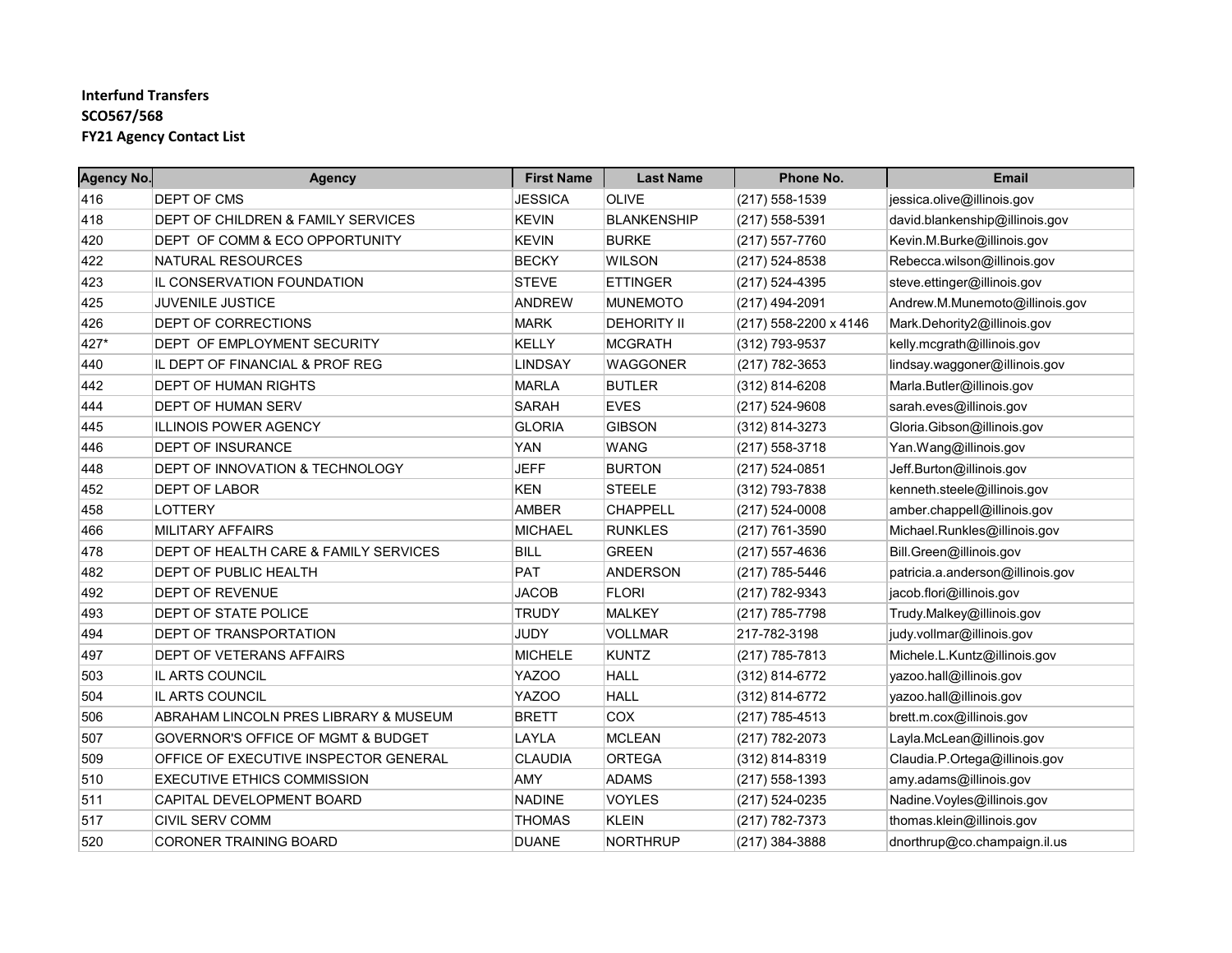**Interfund Transfers**
**SCO567/568**
**FY21 Agency Contact List**

| Agency No. | Agency | First Name | Last Name | Phone No. | Email |
|---|---|---|---|---|---|
| 416 | DEPT OF CMS | JESSICA | OLIVE | (217) 558-1539 | jessica.olive@illinois.gov |
| 418 | DEPT OF CHILDREN & FAMILY SERVICES | KEVIN | BLANKENSHIP | (217) 558-5391 | david.blankenship@illinois.gov |
| 420 | DEPT OF COMM & ECO OPPORTUNITY | KEVIN | BURKE | (217) 557-7760 | Kevin.M.Burke@illinois.gov |
| 422 | NATURAL RESOURCES | BECKY | WILSON | (217) 524-8538 | Rebecca.wilson@illinois.gov |
| 423 | IL CONSERVATION FOUNDATION | STEVE | ETTINGER | (217) 524-4395 | steve.ettinger@illinois.gov |
| 425 | JUVENILE JUSTICE | ANDREW | MUNEMOTO | (217) 494-2091 | Andrew.M.Munemoto@illinois.gov |
| 426 | DEPT OF CORRECTIONS | MARK | DEHORITY II | (217) 558-2200 x 4146 | Mark.Dehority2@illinois.gov |
| 427* | DEPT OF EMPLOYMENT SECURITY | KELLY | MCGRATH | (312) 793-9537 | kelly.mcgrath@illinois.gov |
| 440 | IL DEPT OF FINANCIAL & PROF REG | LINDSAY | WAGGONER | (217) 782-3653 | lindsay.waggoner@illinois.gov |
| 442 | DEPT OF HUMAN RIGHTS | MARLA | BUTLER | (312) 814-6208 | Marla.Butler@illinois.gov |
| 444 | DEPT OF HUMAN SERV | SARAH | EVES | (217) 524-9608 | sarah.eves@illinois.gov |
| 445 | ILLINOIS POWER AGENCY | GLORIA | GIBSON | (312) 814-3273 | Gloria.Gibson@illinois.gov |
| 446 | DEPT OF INSURANCE | YAN | WANG | (217) 558-3718 | Yan.Wang@illinois.gov |
| 448 | DEPT OF INNOVATION & TECHNOLOGY | JEFF | BURTON | (217) 524-0851 | Jeff.Burton@illinois.gov |
| 452 | DEPT OF LABOR | KEN | STEELE | (312) 793-7838 | kenneth.steele@illinois.gov |
| 458 | LOTTERY | AMBER | CHAPPELL | (217) 524-0008 | amber.chappell@illinois.gov |
| 466 | MILITARY AFFAIRS | MICHAEL | RUNKLES | (217) 761-3590 | Michael.Runkles@illinois.gov |
| 478 | DEPT OF HEALTH CARE & FAMILY SERVICES | BILL | GREEN | (217) 557-4636 | Bill.Green@illinois.gov |
| 482 | DEPT OF PUBLIC HEALTH | PAT | ANDERSON | (217) 785-5446 | patricia.a.anderson@illinois.gov |
| 492 | DEPT OF REVENUE | JACOB | FLORI | (217) 782-9343 | jacob.flori@illinois.gov |
| 493 | DEPT OF STATE POLICE | TRUDY | MALKEY | (217) 785-7798 | Trudy.Malkey@illinois.gov |
| 494 | DEPT OF TRANSPORTATION | JUDY | VOLLMAR | 217-782-3198 | judy.vollmar@illinois.gov |
| 497 | DEPT OF VETERANS AFFAIRS | MICHELE | KUNTZ | (217) 785-7813 | Michele.L.Kuntz@illinois.gov |
| 503 | IL ARTS COUNCIL | YAZOO | HALL | (312) 814-6772 | yazoo.hall@illinois.gov |
| 504 | IL ARTS COUNCIL | YAZOO | HALL | (312) 814-6772 | yazoo.hall@illinois.gov |
| 506 | ABRAHAM LINCOLN PRES LIBRARY & MUSEUM | BRETT | COX | (217) 785-4513 | brett.m.cox@illinois.gov |
| 507 | GOVERNOR'S OFFICE OF MGMT & BUDGET | LAYLA | MCLEAN | (217) 782-2073 | Layla.McLean@illinois.gov |
| 509 | OFFICE OF EXECUTIVE INSPECTOR GENERAL | CLAUDIA | ORTEGA | (312) 814-8319 | Claudia.P.Ortega@illinois.gov |
| 510 | EXECUTIVE ETHICS COMMISSION | AMY | ADAMS | (217) 558-1393 | amy.adams@illinois.gov |
| 511 | CAPITAL DEVELOPMENT BOARD | NADINE | VOYLES | (217) 524-0235 | Nadine.Voyles@illinois.gov |
| 517 | CIVIL SERV COMM | THOMAS | KLEIN | (217) 782-7373 | thomas.klein@illinois.gov |
| 520 | CORONER TRAINING BOARD | DUANE | NORTHRUP | (217) 384-3888 | dnorthrup@co.champaign.il.us |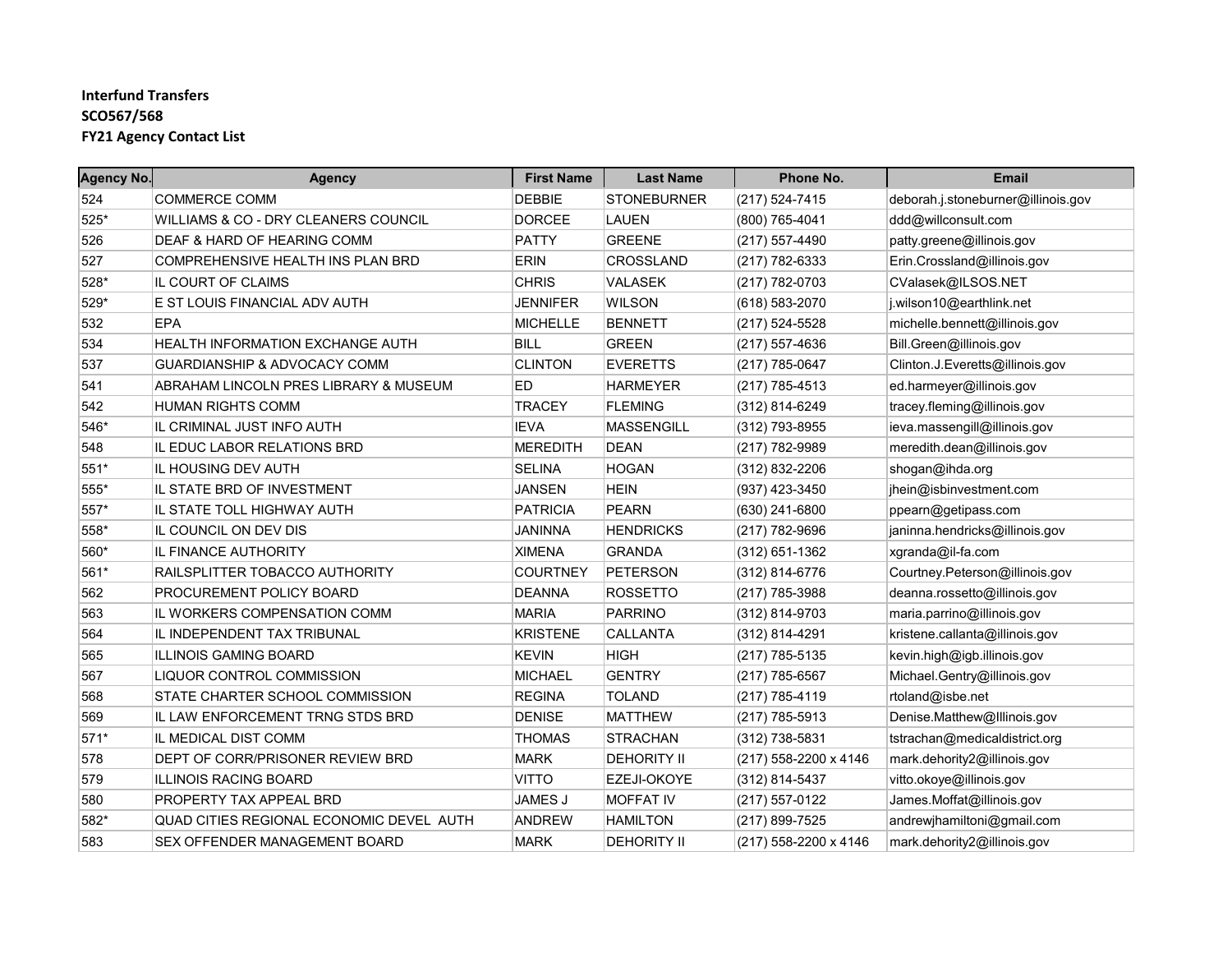**Interfund Transfers**
**SCO567/568**
**FY21 Agency Contact List**

| Agency No. | Agency | First Name | Last Name | Phone No. | Email |
|---|---|---|---|---|---|
| 524 | COMMERCE COMM | DEBBIE | STONEBURNER | (217) 524-7415 | deborah.j.stoneburner@illinois.gov |
| 525* | WILLIAMS & CO - DRY CLEANERS COUNCIL | DORCEE | LAUEN | (800) 765-4041 | ddd@willconsult.com |
| 526 | DEAF & HARD OF HEARING COMM | PATTY | GREENE | (217) 557-4490 | patty.greene@illinois.gov |
| 527 | COMPREHENSIVE HEALTH INS PLAN BRD | ERIN | CROSSLAND | (217) 782-6333 | Erin.Crossland@illinois.gov |
| 528* | IL COURT OF CLAIMS | CHRIS | VALASEK | (217) 782-0703 | CValasek@ILSOS.NET |
| 529* | E ST LOUIS FINANCIAL ADV AUTH | JENNIFER | WILSON | (618) 583-2070 | j.wilson10@earthlink.net |
| 532 | EPA | MICHELLE | BENNETT | (217) 524-5528 | michelle.bennett@illinois.gov |
| 534 | HEALTH INFORMATION EXCHANGE AUTH | BILL | GREEN | (217) 557-4636 | Bill.Green@illinois.gov |
| 537 | GUARDIANSHIP & ADVOCACY COMM | CLINTON | EVERETTS | (217) 785-0647 | Clinton.J.Everetts@illinois.gov |
| 541 | ABRAHAM LINCOLN PRES LIBRARY & MUSEUM | ED | HARMEYER | (217) 785-4513 | ed.harmeyer@illinois.gov |
| 542 | HUMAN RIGHTS COMM | TRACEY | FLEMING | (312) 814-6249 | tracey.fleming@illinois.gov |
| 546* | IL CRIMINAL JUST INFO AUTH | IEVA | MASSENGILL | (312) 793-8955 | ieva.massengill@illinois.gov |
| 548 | IL EDUC LABOR RELATIONS BRD | MEREDITH | DEAN | (217) 782-9989 | meredith.dean@illinois.gov |
| 551* | IL HOUSING DEV AUTH | SELINA | HOGAN | (312) 832-2206 | shogan@ihda.org |
| 555* | IL STATE BRD OF INVESTMENT | JANSEN | HEIN | (937) 423-3450 | jhein@isbinvestment.com |
| 557* | IL STATE TOLL HIGHWAY AUTH | PATRICIA | PEARN | (630) 241-6800 | ppearn@getipass.com |
| 558* | IL COUNCIL ON DEV DIS | JANINNA | HENDRICKS | (217) 782-9696 | janinna.hendricks@illinois.gov |
| 560* | IL FINANCE AUTHORITY | XIMENA | GRANDA | (312) 651-1362 | xgranda@il-fa.com |
| 561* | RAILSPLITTER TOBACCO AUTHORITY | COURTNEY | PETERSON | (312) 814-6776 | Courtney.Peterson@illinois.gov |
| 562 | PROCUREMENT POLICY BOARD | DEANNA | ROSSETTO | (217) 785-3988 | deanna.rossetto@illinois.gov |
| 563 | IL WORKERS COMPENSATION COMM | MARIA | PARRINO | (312) 814-9703 | maria.parrino@illinois.gov |
| 564 | IL INDEPENDENT TAX TRIBUNAL | KRISTENE | CALLANTA | (312) 814-4291 | kristene.callanta@illinois.gov |
| 565 | ILLINOIS GAMING BOARD | KEVIN | HIGH | (217) 785-5135 | kevin.high@igb.illinois.gov |
| 567 | LIQUOR CONTROL COMMISSION | MICHAEL | GENTRY | (217) 785-6567 | Michael.Gentry@illinois.gov |
| 568 | STATE CHARTER SCHOOL COMMISSION | REGINA | TOLAND | (217) 785-4119 | rtoland@isbe.net |
| 569 | IL LAW ENFORCEMENT TRNG STDS BRD | DENISE | MATTHEW | (217) 785-5913 | Denise.Matthew@Illinois.gov |
| 571* | IL MEDICAL DIST COMM | THOMAS | STRACHAN | (312) 738-5831 | tstrachan@medicaldistrict.org |
| 578 | DEPT OF CORR/PRISONER REVIEW BRD | MARK | DEHORITY II | (217) 558-2200 x 4146 | mark.dehority2@illinois.gov |
| 579 | ILLINOIS RACING BOARD | VITTO | EZEJI-OKOYE | (312) 814-5437 | vitto.okoye@illinois.gov |
| 580 | PROPERTY TAX APPEAL BRD | JAMES J | MOFFAT IV | (217) 557-0122 | James.Moffat@illinois.gov |
| 582* | QUAD CITIES REGIONAL ECONOMIC DEVEL AUTH | ANDREW | HAMILTON | (217) 899-7525 | andrewjhamiltoni@gmail.com |
| 583 | SEX OFFENDER MANAGEMENT BOARD | MARK | DEHORITY II | (217) 558-2200 x 4146 | mark.dehority2@illinois.gov |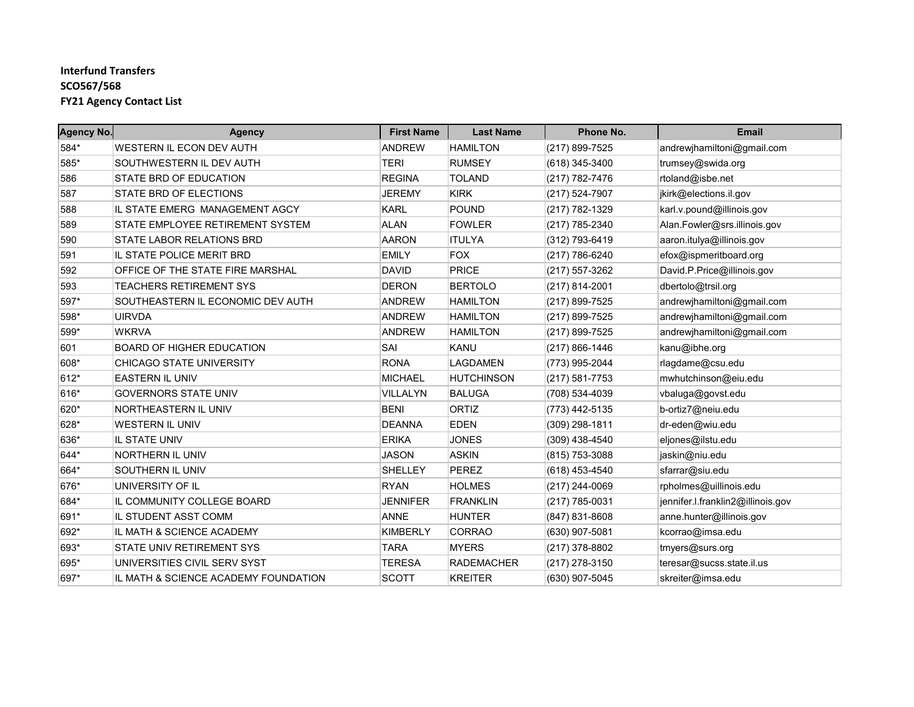**Interfund Transfers**
**SCO567/568**
**FY21 Agency Contact List**

| Agency No. | Agency | First Name | Last Name | Phone No. | Email |
|---|---|---|---|---|---|
| 584* | WESTERN IL ECON DEV AUTH | ANDREW | HAMILTON | (217) 899-7525 | andrewjhamiltoni@gmail.com |
| 585* | SOUTHWESTERN IL DEV AUTH | TERI | RUMSEY | (618) 345-3400 | trumsey@swida.org |
| 586 | STATE BRD OF EDUCATION | REGINA | TOLAND | (217) 782-7476 | rtoland@isbe.net |
| 587 | STATE BRD OF ELECTIONS | JEREMY | KIRK | (217) 524-7907 | jkirk@elections.il.gov |
| 588 | IL STATE EMERG MANAGEMENT AGCY | KARL | POUND | (217) 782-1329 | karl.v.pound@illinois.gov |
| 589 | STATE EMPLOYEE RETIREMENT SYSTEM | ALAN | FOWLER | (217) 785-2340 | Alan.Fowler@srs.illinois.gov |
| 590 | STATE LABOR RELATIONS BRD | AARON | ITULYA | (312) 793-6419 | aaron.itulya@illinois.gov |
| 591 | IL STATE POLICE MERIT BRD | EMILY | FOX | (217) 786-6240 | efox@ispmeritboard.org |
| 592 | OFFICE OF THE STATE FIRE MARSHAL | DAVID | PRICE | (217) 557-3262 | David.P.Price@illinois.gov |
| 593 | TEACHERS RETIREMENT SYS | DERON | BERTOLO | (217) 814-2001 | dbertolo@trsil.org |
| 597* | SOUTHEASTERN IL ECONOMIC DEV AUTH | ANDREW | HAMILTON | (217) 899-7525 | andrewjhamiltoni@gmail.com |
| 598* | UIRVDA | ANDREW | HAMILTON | (217) 899-7525 | andrewjhamiltoni@gmail.com |
| 599* | WKRVA | ANDREW | HAMILTON | (217) 899-7525 | andrewjhamiltoni@gmail.com |
| 601 | BOARD OF HIGHER EDUCATION | SAI | KANU | (217) 866-1446 | kanu@ibhe.org |
| 608* | CHICAGO STATE UNIVERSITY | RONA | LAGDAMEN | (773) 995-2044 | rlagdame@csu.edu |
| 612* | EASTERN IL UNIV | MICHAEL | HUTCHINSON | (217) 581-7753 | mwhutchinson@eiu.edu |
| 616* | GOVERNORS STATE UNIV | VILLALYN | BALUGA | (708) 534-4039 | vbaluga@govst.edu |
| 620* | NORTHEASTERN IL UNIV | BENI | ORTIZ | (773) 442-5135 | b-ortiz7@neiu.edu |
| 628* | WESTERN IL UNIV | DEANNA | EDEN | (309) 298-1811 | dr-eden@wiu.edu |
| 636* | IL STATE UNIV | ERIKA | JONES | (309) 438-4540 | eljones@ilstu.edu |
| 644* | NORTHERN IL UNIV | JASON | ASKIN | (815) 753-3088 | jaskin@niu.edu |
| 664* | SOUTHERN IL UNIV | SHELLEY | PEREZ | (618) 453-4540 | sfarrar@siu.edu |
| 676* | UNIVERSITY OF IL | RYAN | HOLMES | (217) 244-0069 | rpholmes@uillinois.edu |
| 684* | IL COMMUNITY COLLEGE BOARD | JENNIFER | FRANKLIN | (217) 785-0031 | jennifer.l.franklin2@illinois.gov |
| 691* | IL STUDENT ASST COMM | ANNE | HUNTER | (847) 831-8608 | anne.hunter@illinois.gov |
| 692* | IL MATH & SCIENCE ACADEMY | KIMBERLY | CORRAO | (630) 907-5081 | kcorrao@imsa.edu |
| 693* | STATE UNIV RETIREMENT SYS | TARA | MYERS | (217) 378-8802 | tmyers@surs.org |
| 695* | UNIVERSITIES CIVIL SERV SYST | TERESA | RADEMACHER | (217) 278-3150 | teresar@sucss.state.il.us |
| 697* | IL MATH & SCIENCE ACADEMY FOUNDATION | SCOTT | KREITER | (630) 907-5045 | skreiter@imsa.edu |